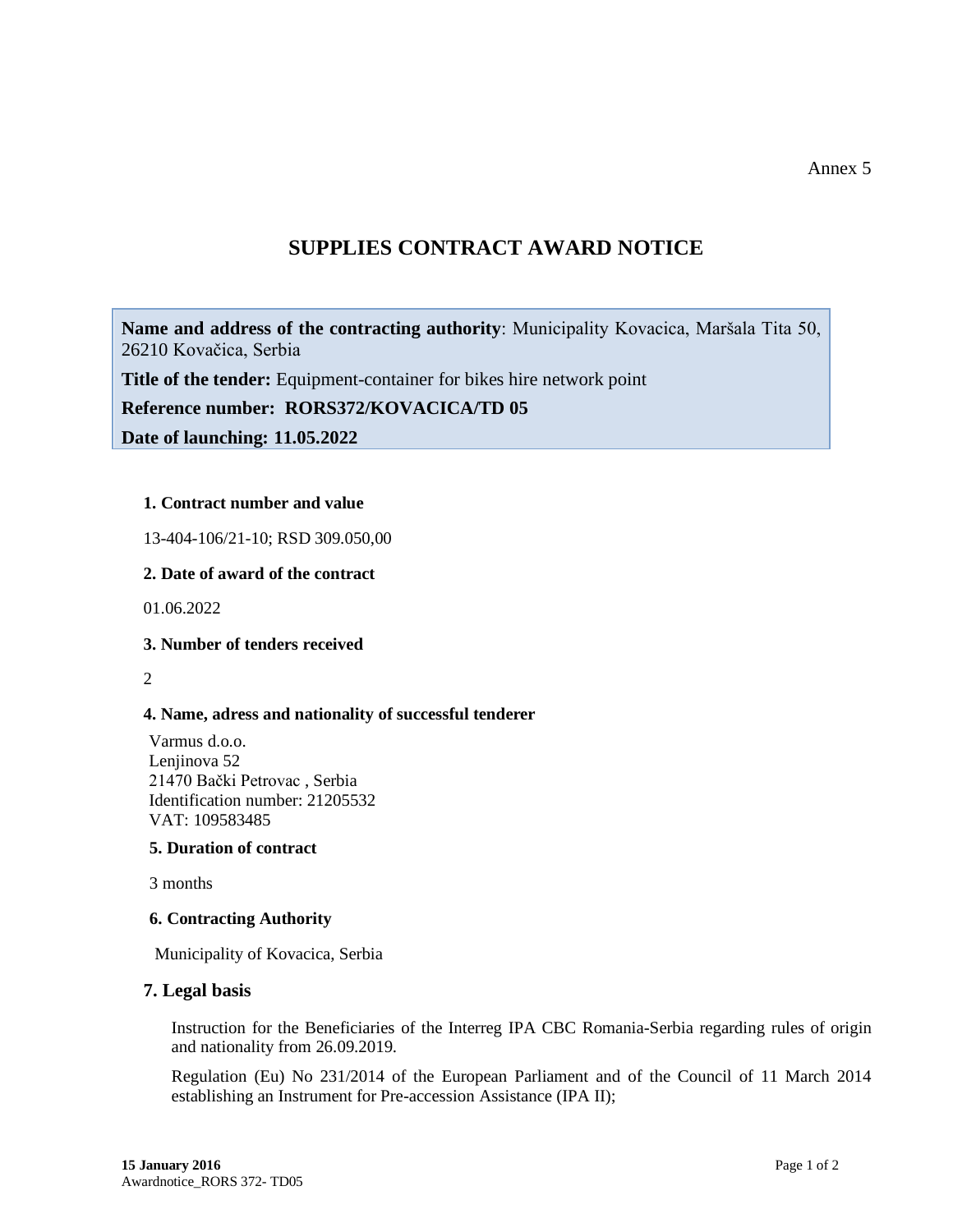Annex 5

# SUPPLIES CONTRACT AWARD NOTICE

**Name and address of the contracting authority**: Municipality Kovacica, Maršala Tita 50, 26210 Kovačica, Serbia

**Title of the tender:** Equipment-container for bikes hire network point

**Reference number: RORS372/KOVACICA/TD 05**

**Date of launching: 11.05.2022**

### 1. Contract number and value

13-404-106/21-10; RSD 309.050,00

### 2. Date of award of the contract

01.06.2022

### 3. Number of tenders received

2

### 4. Name, adress and nationality of successful tenderer

Varmus d.o.o.
Lenjinova 52
21470 Bački Petrovac , Serbia
Identification number: 21205532
VAT: 109583485

### 5. Duration of contract

3 months

### 6. Contracting Authority

Municipality of Kovacica, Serbia

## 7. Legal basis

Instruction for the Beneficiaries of the Interreg IPA CBC Romania-Serbia regarding rules of origin and nationality from 26.09.2019.

Regulation (Eu) No 231/2014 of the European Parliament and of the Council of 11 March 2014 establishing an Instrument for Pre-accession Assistance (IPA II);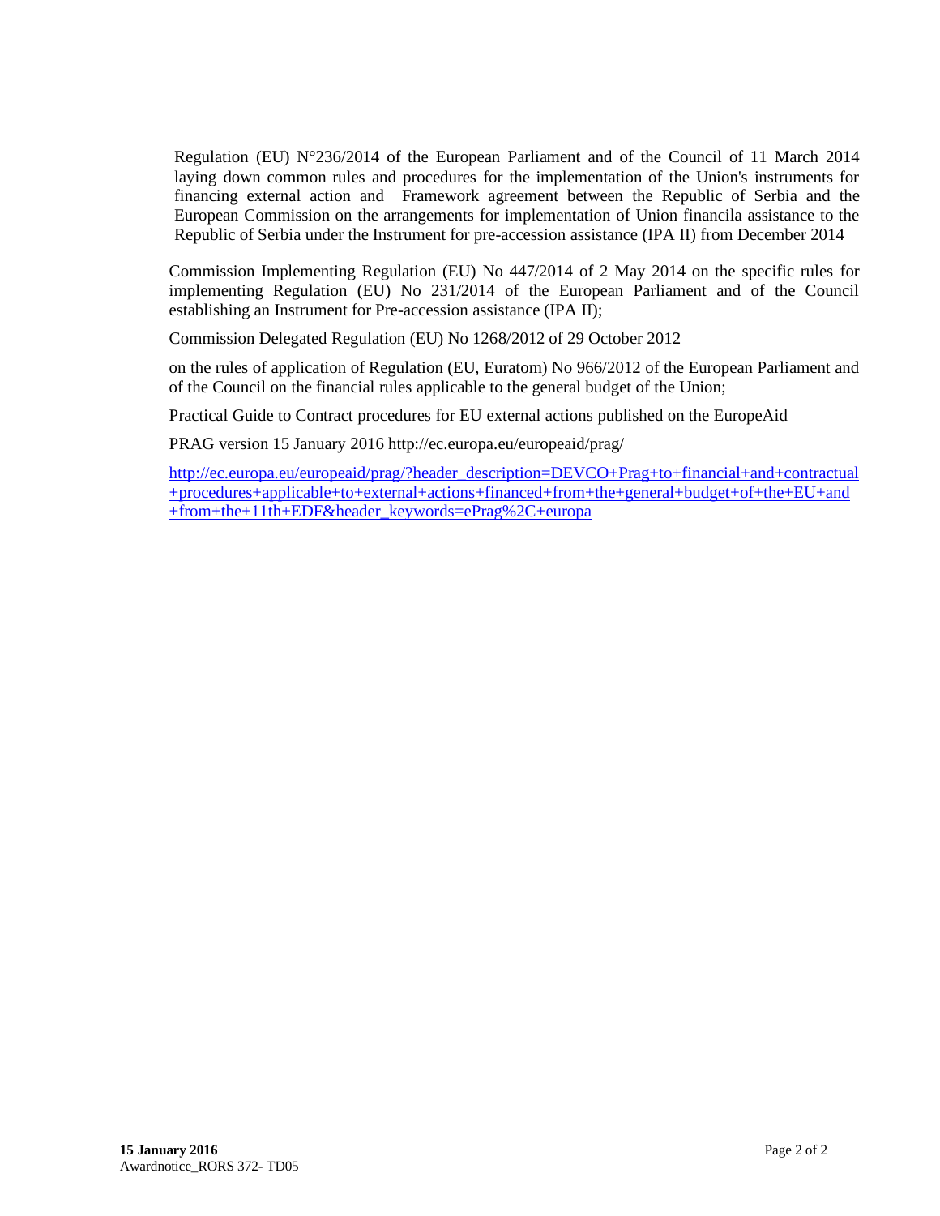Regulation (EU) N°236/2014 of the European Parliament and of the Council of 11 March 2014 laying down common rules and procedures for the implementation of the Union's instruments for financing external action and Framework agreement between the Republic of Serbia and the European Commission on the arrangements for implementation of Union financila assistance to the Republic of Serbia under the Instrument for pre-accession assistance (IPA II) from December 2014

Commission Implementing Regulation (EU) No 447/2014 of 2 May 2014 on the specific rules for implementing Regulation (EU) No 231/2014 of the European Parliament and of the Council establishing an Instrument for Pre-accession assistance (IPA II);

Commission Delegated Regulation (EU) No 1268/2012 of 29 October 2012

on the rules of application of Regulation (EU, Euratom) No 966/2012 of the European Parliament and of the Council on the financial rules applicable to the general budget of the Union;

Practical Guide to Contract procedures for EU external actions published on the EuropeAid

PRAG version 15 January 2016 http://ec.europa.eu/europeaid/prag/

http://ec.europa.eu/europeaid/prag/?header_description=DEVCO+Prag+to+financial+and+contractual+procedures+applicable+to+external+actions+financed+from+the+general+budget+of+the+EU+and+from+the+11th+EDF&header_keywords=ePrag%2C+europa